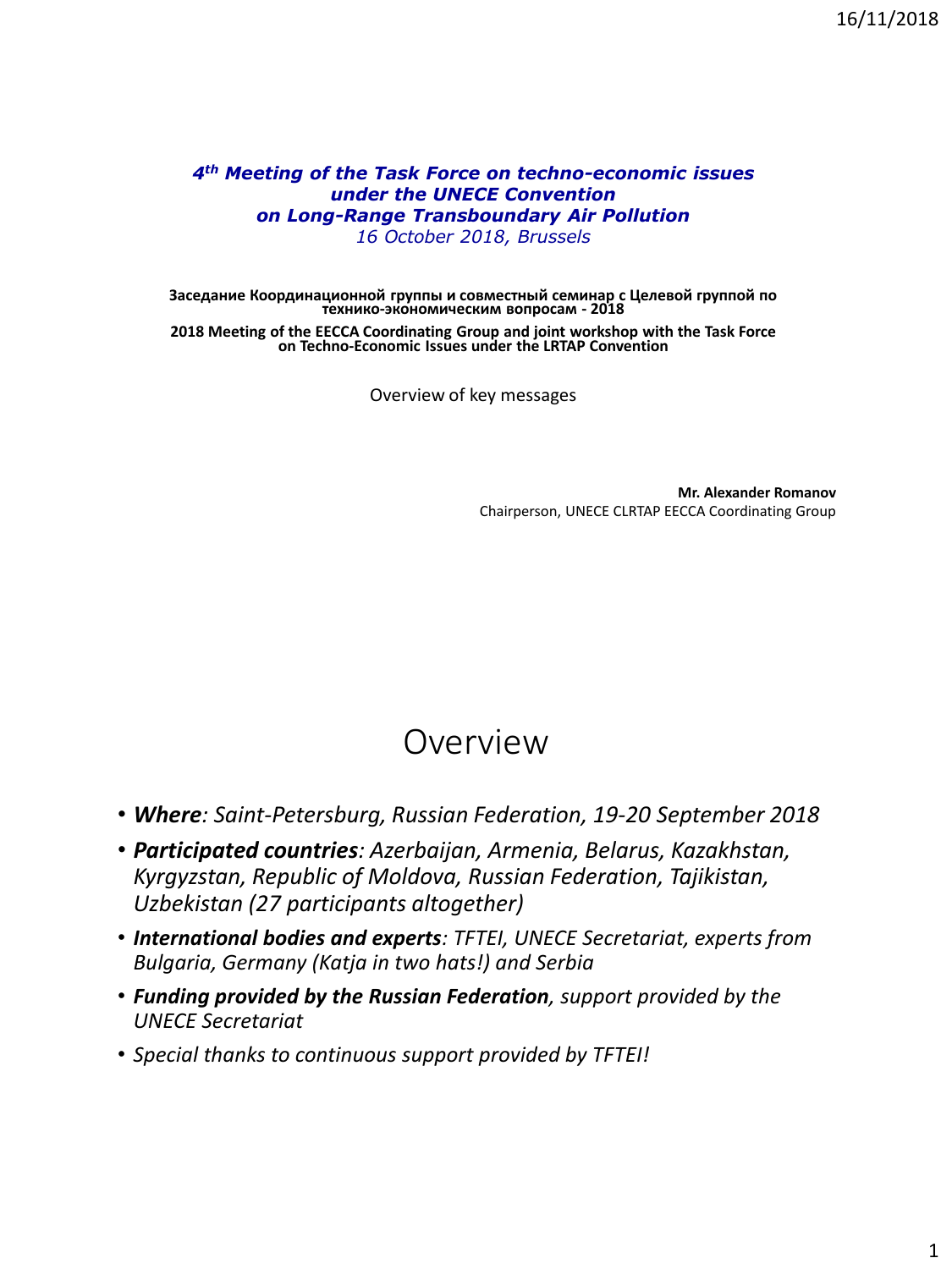***4th Meeting of the Task Force on techno-economic issues under the UNECE Convention on Long-Range Transboundary Air Pollution***
*16 October 2018, Brussels*

**Заседание Координационной группы и совместный семинар с Целевой группой по технико-экономическим вопросам - 2018**

**2018 Meeting of the EECCA Coordinating Group and joint workshop with the Task Force on Techno-Economic Issues under the LRTAP Convention**

Overview of key messages

**Mr. Alexander Romanov**
Chairperson, UNECE CLRTAP EECCA Coordinating Group

# Overview

- ***Where****: Saint-Petersburg, Russian Federation, 19-20 September 2018*
- ***Participated countries****: Azerbaijan, Armenia, Belarus, Kazakhstan, Kyrgyzstan, Republic of Moldova, Russian Federation, Tajikistan, Uzbekistan (27 participants altogether)*
- ***International bodies and experts****: TFTEI, UNECE Secretariat, experts from Bulgaria, Germany (Katja in two hats!) and Serbia*
- ***Funding provided by the Russian Federation****, support provided by the UNECE Secretariat*
- *Special thanks to continuous support provided by TFTEI!*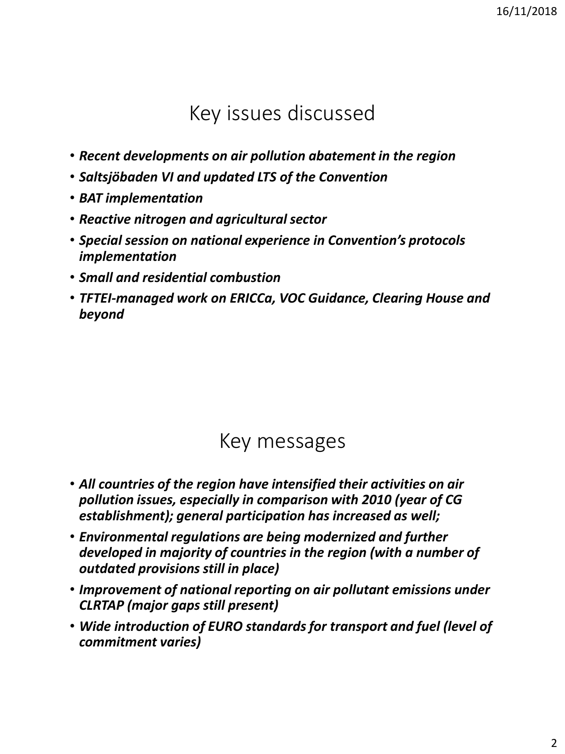## Key issues discussed

- ***Recent developments on air pollution abatement in the region***
- ***Saltsjöbaden VI and updated LTS of the Convention***
- ***BAT implementation***
- ***Reactive nitrogen and agricultural sector***
- ***Special session on national experience in Convention's protocols implementation***
- ***Small and residential combustion***
- ***TFTEI-managed work on ERICCa, VOC Guidance, Clearing House and beyond***

## Key messages

- ***All countries of the region have intensified their activities on air pollution issues, especially in comparison with 2010 (year of CG establishment); general participation has increased as well;***
- ***Environmental regulations are being modernized and further developed in majority of countries in the region (with a number of outdated provisions still in place)***
- ***Improvement of national reporting on air pollutant emissions under CLRTAP (major gaps still present)***
- ***Wide introduction of EURO standards for transport and fuel (level of commitment varies)***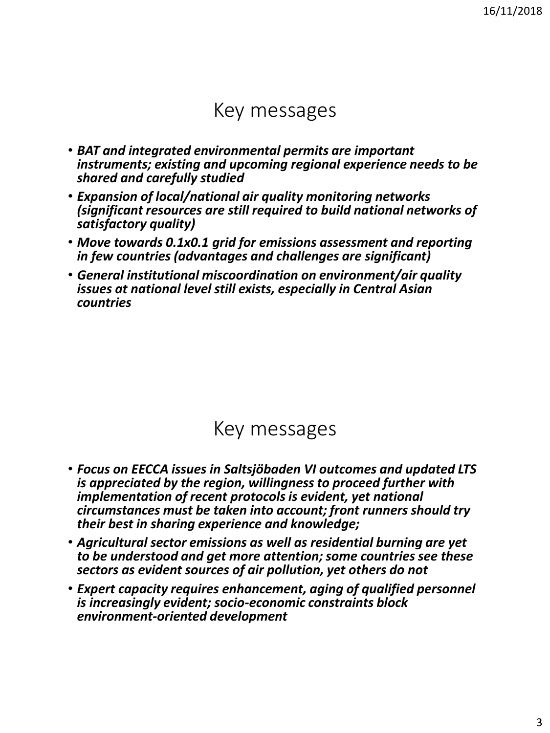# Key messages

- ***BAT and integrated environmental permits are important instruments; existing and upcoming regional experience needs to be shared and carefully studied***
- ***Expansion of local/national air quality monitoring networks (significant resources are still required to build national networks of satisfactory quality)***
- ***Move towards 0.1x0.1 grid for emissions assessment and reporting in few countries (advantages and challenges are significant)***
- ***General institutional miscoordination on environment/air quality issues at national level still exists, especially in Central Asian countries***

# Key messages

- ***Focus on EECCA issues in Saltsjöbaden VI outcomes and updated LTS is appreciated by the region, willingness to proceed further with implementation of recent protocols is evident, yet national circumstances must be taken into account; front runners should try their best in sharing experience and knowledge;***
- ***Agricultural sector emissions as well as residential burning are yet to be understood and get more attention; some countries see these sectors as evident sources of air pollution, yet others do not***
- ***Expert capacity requires enhancement, aging of qualified personnel is increasingly evident; socio-economic constraints block environment-oriented development***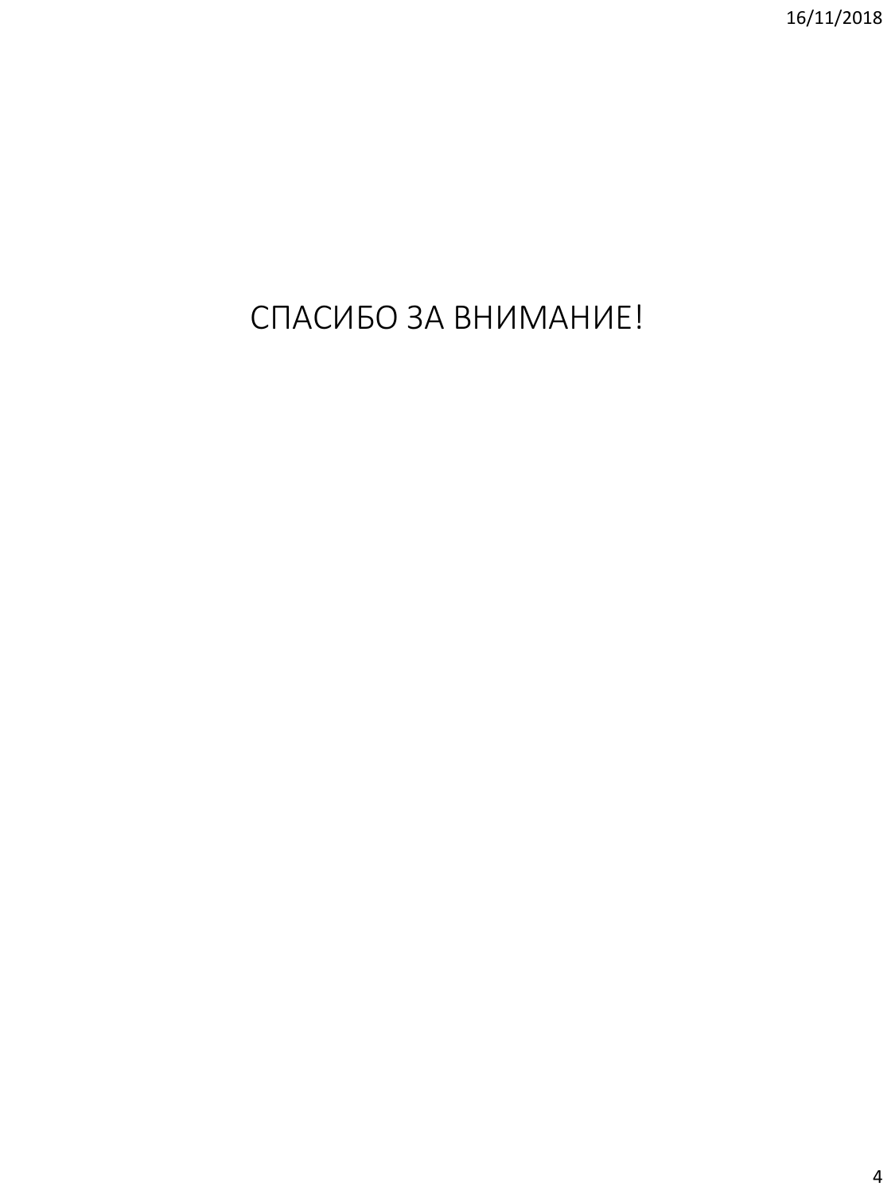СПАСИБО ЗА ВНИМАНИЕ!